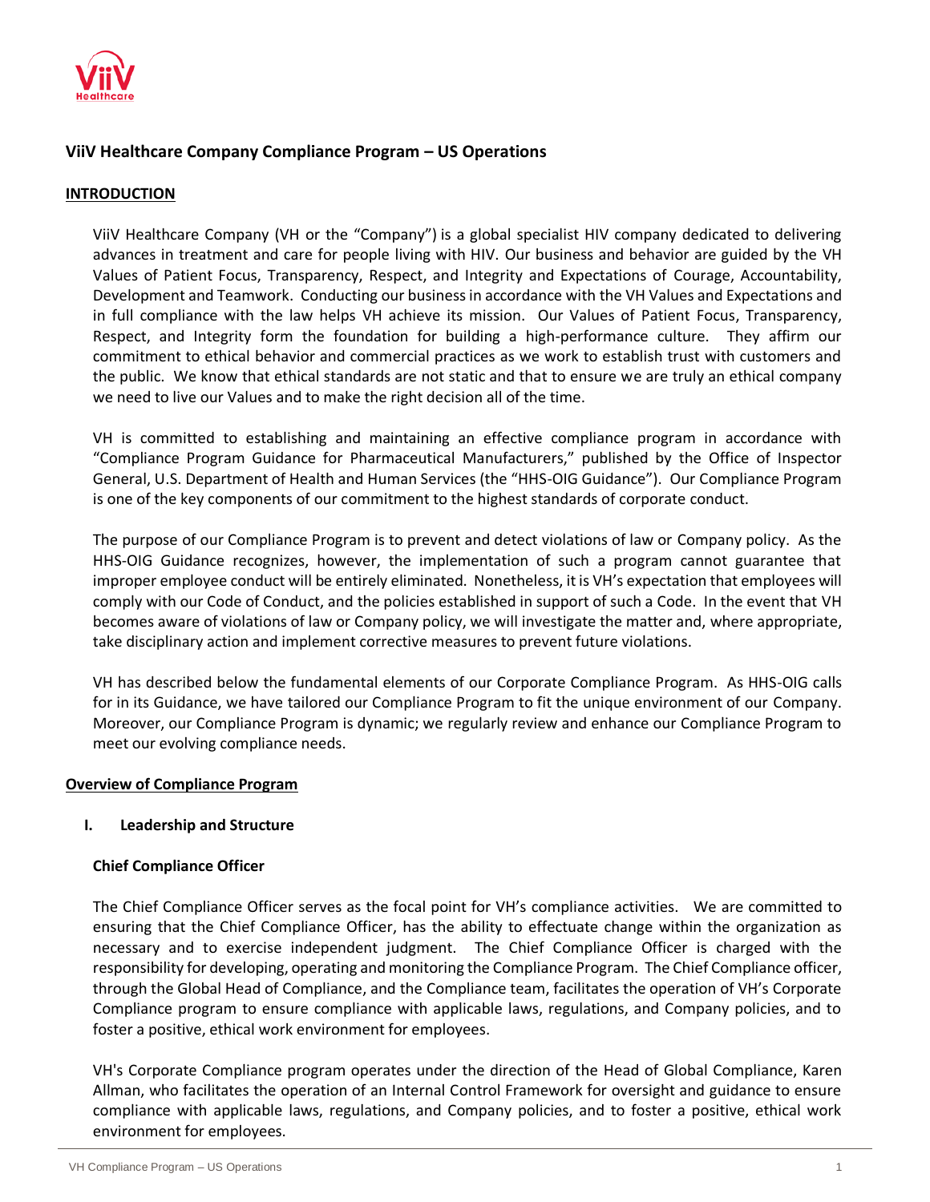## ViiV Healthcare Company Compliance Program – US Operations

**INTRODUCTION**

ViiV Healthcare Company (VH or the "Company") is a global specialist HIV company dedicated to delivering advances in treatment and care for people living with HIV. Our business and behavior are guided by the VH Values of Patient Focus, Transparency, Respect, and Integrity and Expectations of Courage, Accountability, Development and Teamwork. Conducting our business in accordance with the VH Values and Expectations and in full compliance with the law helps VH achieve its mission. Our Values of Patient Focus, Transparency, Respect, and Integrity form the foundation for building a high-performance culture. They affirm our commitment to ethical behavior and commercial practices as we work to establish trust with customers and the public. We know that ethical standards are not static and that to ensure we are truly an ethical company we need to live our Values and to make the right decision all of the time.

VH is committed to establishing and maintaining an effective compliance program in accordance with "Compliance Program Guidance for Pharmaceutical Manufacturers," published by the Office of Inspector General, U.S. Department of Health and Human Services (the "HHS-OIG Guidance"). Our Compliance Program is one of the key components of our commitment to the highest standards of corporate conduct.

The purpose of our Compliance Program is to prevent and detect violations of law or Company policy. As the HHS-OIG Guidance recognizes, however, the implementation of such a program cannot guarantee that improper employee conduct will be entirely eliminated. Nonetheless, it is VH's expectation that employees will comply with our Code of Conduct, and the policies established in support of such a Code. In the event that VH becomes aware of violations of law or Company policy, we will investigate the matter and, where appropriate, take disciplinary action and implement corrective measures to prevent future violations.

VH has described below the fundamental elements of our Corporate Compliance Program. As HHS-OIG calls for in its Guidance, we have tailored our Compliance Program to fit the unique environment of our Company. Moreover, our Compliance Program is dynamic; we regularly review and enhance our Compliance Program to meet our evolving compliance needs.

**Overview of Compliance Program**

### I. Leadership and Structure

**Chief Compliance Officer**

The Chief Compliance Officer serves as the focal point for VH's compliance activities. We are committed to ensuring that the Chief Compliance Officer, has the ability to effectuate change within the organization as necessary and to exercise independent judgment. The Chief Compliance Officer is charged with the responsibility for developing, operating and monitoring the Compliance Program. The Chief Compliance officer, through the Global Head of Compliance, and the Compliance team, facilitates the operation of VH's Corporate Compliance program to ensure compliance with applicable laws, regulations, and Company policies, and to foster a positive, ethical work environment for employees.

VH's Corporate Compliance program operates under the direction of the Head of Global Compliance, Karen Allman, who facilitates the operation of an Internal Control Framework for oversight and guidance to ensure compliance with applicable laws, regulations, and Company policies, and to foster a positive, ethical work environment for employees.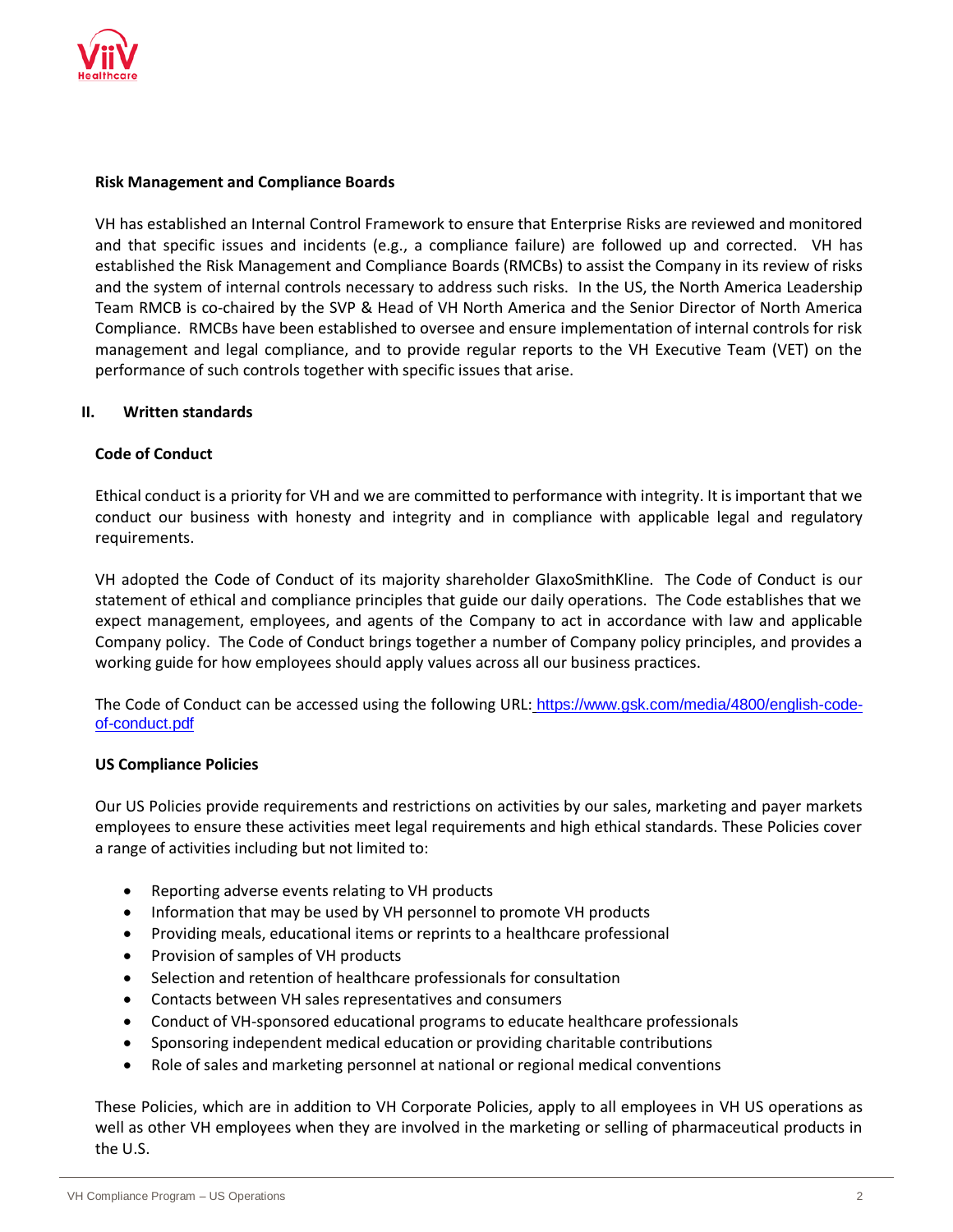**Risk Management and Compliance Boards**

VH has established an Internal Control Framework to ensure that Enterprise Risks are reviewed and monitored and that specific issues and incidents (e.g., a compliance failure) are followed up and corrected. VH has established the Risk Management and Compliance Boards (RMCBs) to assist the Company in its review of risks and the system of internal controls necessary to address such risks. In the US, the North America Leadership Team RMCB is co-chaired by the SVP & Head of VH North America and the Senior Director of North America Compliance. RMCBs have been established to oversee and ensure implementation of internal controls for risk management and legal compliance, and to provide regular reports to the VH Executive Team (VET) on the performance of such controls together with specific issues that arise.

## II. Written standards

**Code of Conduct**

Ethical conduct is a priority for VH and we are committed to performance with integrity. It is important that we conduct our business with honesty and integrity and in compliance with applicable legal and regulatory requirements.

VH adopted the Code of Conduct of its majority shareholder GlaxoSmithKline. The Code of Conduct is our statement of ethical and compliance principles that guide our daily operations. The Code establishes that we expect management, employees, and agents of the Company to act in accordance with law and applicable Company policy. The Code of Conduct brings together a number of Company policy principles, and provides a working guide for how employees should apply values across all our business practices.

The Code of Conduct can be accessed using the following URL: https://www.gsk.com/media/4800/english-code-of-conduct.pdf

**US Compliance Policies**

Our US Policies provide requirements and restrictions on activities by our sales, marketing and payer markets employees to ensure these activities meet legal requirements and high ethical standards. These Policies cover a range of activities including but not limited to:

- Reporting adverse events relating to VH products
- Information that may be used by VH personnel to promote VH products
- Providing meals, educational items or reprints to a healthcare professional
- Provision of samples of VH products
- Selection and retention of healthcare professionals for consultation
- Contacts between VH sales representatives and consumers
- Conduct of VH-sponsored educational programs to educate healthcare professionals
- Sponsoring independent medical education or providing charitable contributions
- Role of sales and marketing personnel at national or regional medical conventions

These Policies, which are in addition to VH Corporate Policies, apply to all employees in VH US operations as well as other VH employees when they are involved in the marketing or selling of pharmaceutical products in the U.S.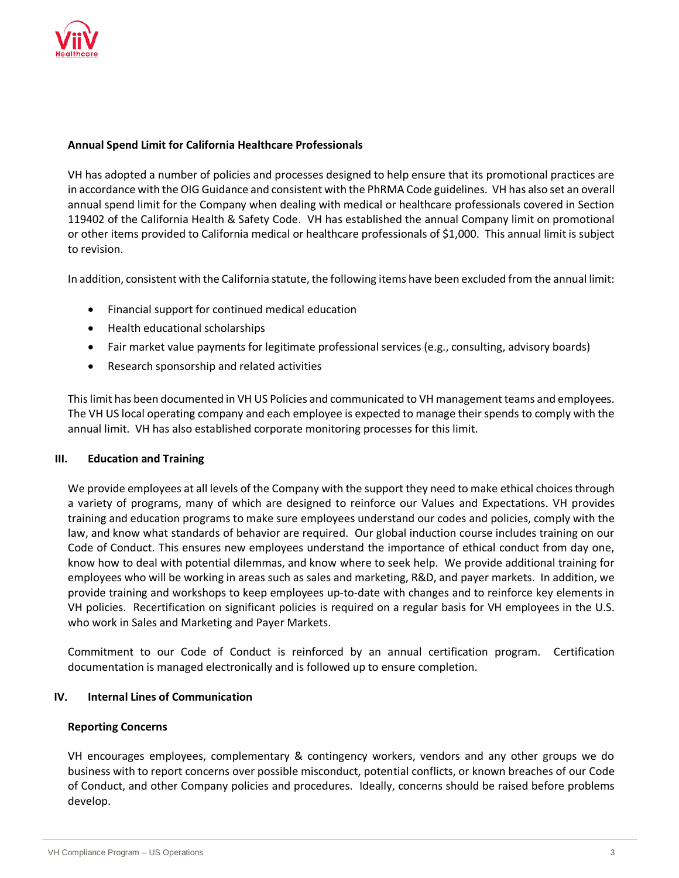### Annual Spend Limit for California Healthcare Professionals

VH has adopted a number of policies and processes designed to help ensure that its promotional practices are in accordance with the OIG Guidance and consistent with the PhRMA Code guidelines. VH has also set an overall annual spend limit for the Company when dealing with medical or healthcare professionals covered in Section 119402 of the California Health & Safety Code. VH has established the annual Company limit on promotional or other items provided to California medical or healthcare professionals of $1,000. This annual limit is subject to revision.

In addition, consistent with the California statute, the following items have been excluded from the annual limit:

- Financial support for continued medical education
- Health educational scholarships
- Fair market value payments for legitimate professional services (e.g., consulting, advisory boards)
- Research sponsorship and related activities

This limit has been documented in VH US Policies and communicated to VH management teams and employees. The VH US local operating company and each employee is expected to manage their spends to comply with the annual limit. VH has also established corporate monitoring processes for this limit.

## III. Education and Training

We provide employees at all levels of the Company with the support they need to make ethical choices through a variety of programs, many of which are designed to reinforce our Values and Expectations. VH provides training and education programs to make sure employees understand our codes and policies, comply with the law, and know what standards of behavior are required. Our global induction course includes training on our Code of Conduct. This ensures new employees understand the importance of ethical conduct from day one, know how to deal with potential dilemmas, and know where to seek help. We provide additional training for employees who will be working in areas such as sales and marketing, R&D, and payer markets. In addition, we provide training and workshops to keep employees up-to-date with changes and to reinforce key elements in VH policies. Recertification on significant policies is required on a regular basis for VH employees in the U.S. who work in Sales and Marketing and Payer Markets.

Commitment to our Code of Conduct is reinforced by an annual certification program. Certification documentation is managed electronically and is followed up to ensure completion.

## IV. Internal Lines of Communication

### Reporting Concerns

VH encourages employees, complementary & contingency workers, vendors and any other groups we do business with to report concerns over possible misconduct, potential conflicts, or known breaches of our Code of Conduct, and other Company policies and procedures. Ideally, concerns should be raised before problems develop.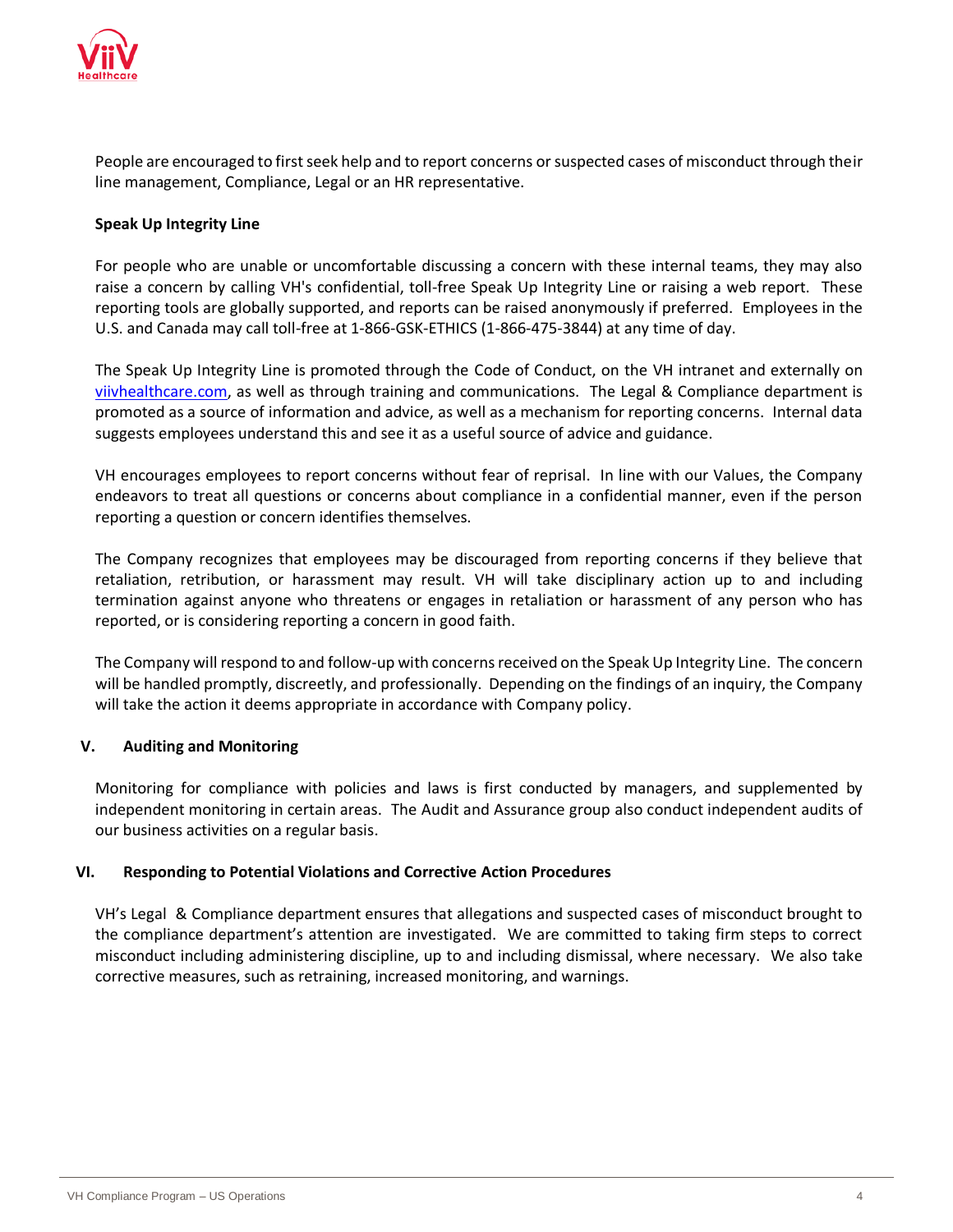People are encouraged to first seek help and to report concerns or suspected cases of misconduct through their line management, Compliance, Legal or an HR representative.

**Speak Up Integrity Line**

For people who are unable or uncomfortable discussing a concern with these internal teams, they may also raise a concern by calling VH's confidential, toll-free Speak Up Integrity Line or raising a web report. These reporting tools are globally supported, and reports can be raised anonymously if preferred. Employees in the U.S. and Canada may call toll-free at 1-866-GSK-ETHICS (1-866-475-3844) at any time of day.

The Speak Up Integrity Line is promoted through the Code of Conduct, on the VH intranet and externally on viivhealthcare.com, as well as through training and communications. The Legal & Compliance department is promoted as a source of information and advice, as well as a mechanism for reporting concerns. Internal data suggests employees understand this and see it as a useful source of advice and guidance.

VH encourages employees to report concerns without fear of reprisal. In line with our Values, the Company endeavors to treat all questions or concerns about compliance in a confidential manner, even if the person reporting a question or concern identifies themselves.

The Company recognizes that employees may be discouraged from reporting concerns if they believe that retaliation, retribution, or harassment may result. VH will take disciplinary action up to and including termination against anyone who threatens or engages in retaliation or harassment of any person who has reported, or is considering reporting a concern in good faith.

The Company will respond to and follow-up with concerns received on the Speak Up Integrity Line. The concern will be handled promptly, discreetly, and professionally. Depending on the findings of an inquiry, the Company will take the action it deems appropriate in accordance with Company policy.

## V. Auditing and Monitoring

Monitoring for compliance with policies and laws is first conducted by managers, and supplemented by independent monitoring in certain areas. The Audit and Assurance group also conduct independent audits of our business activities on a regular basis.

## VI. Responding to Potential Violations and Corrective Action Procedures

VH's Legal & Compliance department ensures that allegations and suspected cases of misconduct brought to the compliance department's attention are investigated. We are committed to taking firm steps to correct misconduct including administering discipline, up to and including dismissal, where necessary. We also take corrective measures, such as retraining, increased monitoring, and warnings.